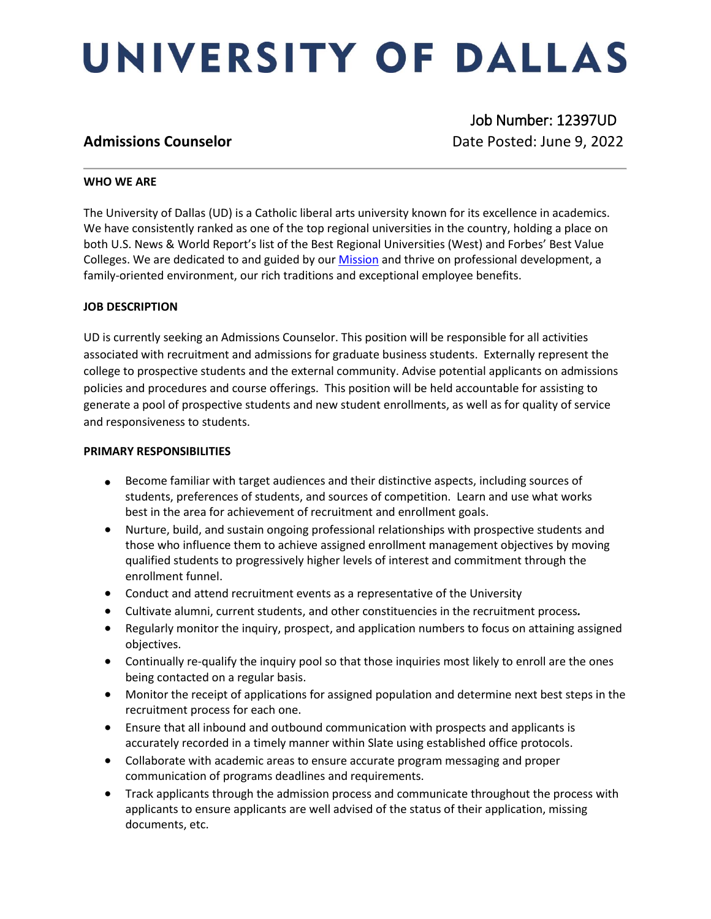# UNIVERSITY OF DALLAS

## Admissions Counselor

Job Number: 12397UD
Date Posted: June 9, 2022

---

**WHO WE ARE**

The University of Dallas (UD) is a Catholic liberal arts university known for its excellence in academics. We have consistently ranked as one of the top regional universities in the country, holding a place on both U.S. News & World Report's list of the Best Regional Universities (West) and Forbes' Best Value Colleges. We are dedicated to and guided by our [Mission](Mission) and thrive on professional development, a family-oriented environment, our rich traditions and exceptional employee benefits.

**JOB DESCRIPTION**

UD is currently seeking an Admissions Counselor. This position will be responsible for all activities associated with recruitment and admissions for graduate business students. Externally represent the college to prospective students and the external community. Advise potential applicants on admissions policies and procedures and course offerings. This position will be held accountable for assisting to generate a pool of prospective students and new student enrollments, as well as for quality of service and responsiveness to students.

**PRIMARY RESPONSIBILITIES**

- Become familiar with target audiences and their distinctive aspects, including sources of students, preferences of students, and sources of competition. Learn and use what works best in the area for achievement of recruitment and enrollment goals.
- Nurture, build, and sustain ongoing professional relationships with prospective students and those who influence them to achieve assigned enrollment management objectives by moving qualified students to progressively higher levels of interest and commitment through the enrollment funnel.
- Conduct and attend recruitment events as a representative of the University
- Cultivate alumni, current students, and other constituencies in the recruitment process.
- Regularly monitor the inquiry, prospect, and application numbers to focus on attaining assigned objectives.
- Continually re-qualify the inquiry pool so that those inquiries most likely to enroll are the ones being contacted on a regular basis.
- Monitor the receipt of applications for assigned population and determine next best steps in the recruitment process for each one.
- Ensure that all inbound and outbound communication with prospects and applicants is accurately recorded in a timely manner within Slate using established office protocols.
- Collaborate with academic areas to ensure accurate program messaging and proper communication of programs deadlines and requirements.
- Track applicants through the admission process and communicate throughout the process with applicants to ensure applicants are well advised of the status of their application, missing documents, etc.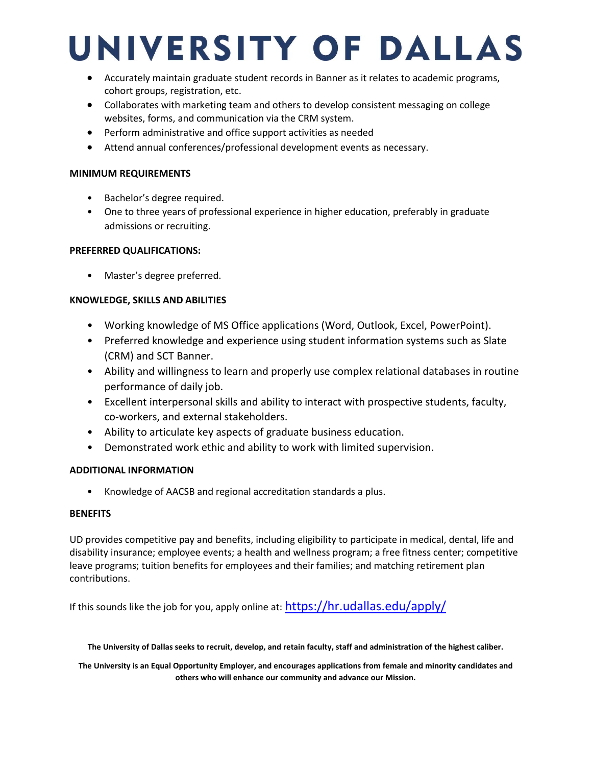# UNIVERSITY OF DALLAS

- Accurately maintain graduate student records in Banner as it relates to academic programs, cohort groups, registration, etc.
- Collaborates with marketing team and others to develop consistent messaging on college websites, forms, and communication via the CRM system.
- Perform administrative and office support activities as needed
- Attend annual conferences/professional development events as necessary.

**MINIMUM REQUIREMENTS**

- Bachelor's degree required.
- One to three years of professional experience in higher education, preferably in graduate admissions or recruiting.

**PREFERRED QUALIFICATIONS:**

- Master's degree preferred.

**KNOWLEDGE, SKILLS AND ABILITIES**

- Working knowledge of MS Office applications (Word, Outlook, Excel, PowerPoint).
- Preferred knowledge and experience using student information systems such as Slate (CRM) and SCT Banner.
- Ability and willingness to learn and properly use complex relational databases in routine performance of daily job.
- Excellent interpersonal skills and ability to interact with prospective students, faculty, co-workers, and external stakeholders.
- Ability to articulate key aspects of graduate business education.
- Demonstrated work ethic and ability to work with limited supervision.

**ADDITIONAL INFORMATION**

- Knowledge of AACSB and regional accreditation standards a plus.

**BENEFITS**

UD provides competitive pay and benefits, including eligibility to participate in medical, dental, life and disability insurance; employee events; a health and wellness program; a free fitness center; competitive leave programs; tuition benefits for employees and their families; and matching retirement plan contributions.

If this sounds like the job for you, apply online at: https://hr.udallas.edu/apply/

**The University of Dallas seeks to recruit, develop, and retain faculty, staff and administration of the highest caliber.**

**The University is an Equal Opportunity Employer, and encourages applications from female and minority candidates and others who will enhance our community and advance our Mission.**